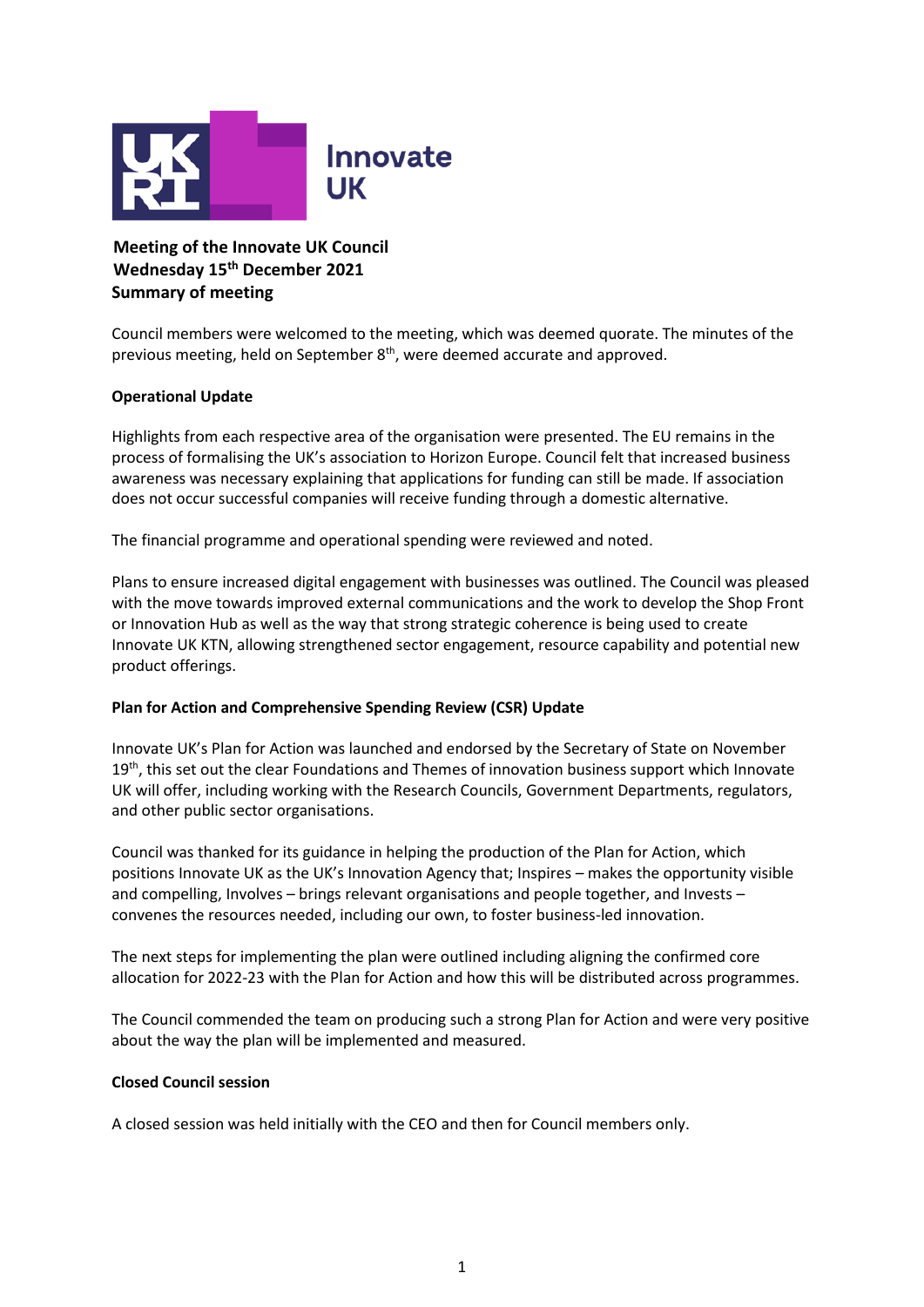Innovate UK

**Meeting of the Innovate UK Council**
**Wednesday 15th December 2021**
**Summary of meeting**

Council members were welcomed to the meeting, which was deemed quorate. The minutes of the previous meeting, held on September 8th, were deemed accurate and approved.

**Operational Update**

Highlights from each respective area of the organisation were presented. The EU remains in the process of formalising the UK's association to Horizon Europe. Council felt that increased business awareness was necessary explaining that applications for funding can still be made. If association does not occur successful companies will receive funding through a domestic alternative.

The financial programme and operational spending were reviewed and noted.

Plans to ensure increased digital engagement with businesses was outlined. The Council was pleased with the move towards improved external communications and the work to develop the Shop Front or Innovation Hub as well as the way that strong strategic coherence is being used to create Innovate UK KTN, allowing strengthened sector engagement, resource capability and potential new product offerings.

**Plan for Action and Comprehensive Spending Review (CSR) Update**

Innovate UK's Plan for Action was launched and endorsed by the Secretary of State on November 19th, this set out the clear Foundations and Themes of innovation business support which Innovate UK will offer, including working with the Research Councils, Government Departments, regulators, and other public sector organisations.

Council was thanked for its guidance in helping the production of the Plan for Action, which positions Innovate UK as the UK's Innovation Agency that; Inspires – makes the opportunity visible and compelling, Involves – brings relevant organisations and people together, and Invests – convenes the resources needed, including our own, to foster business-led innovation.

The next steps for implementing the plan were outlined including aligning the confirmed core allocation for 2022-23 with the Plan for Action and how this will be distributed across programmes.

The Council commended the team on producing such a strong Plan for Action and were very positive about the way the plan will be implemented and measured.

**Closed Council session**

A closed session was held initially with the CEO and then for Council members only.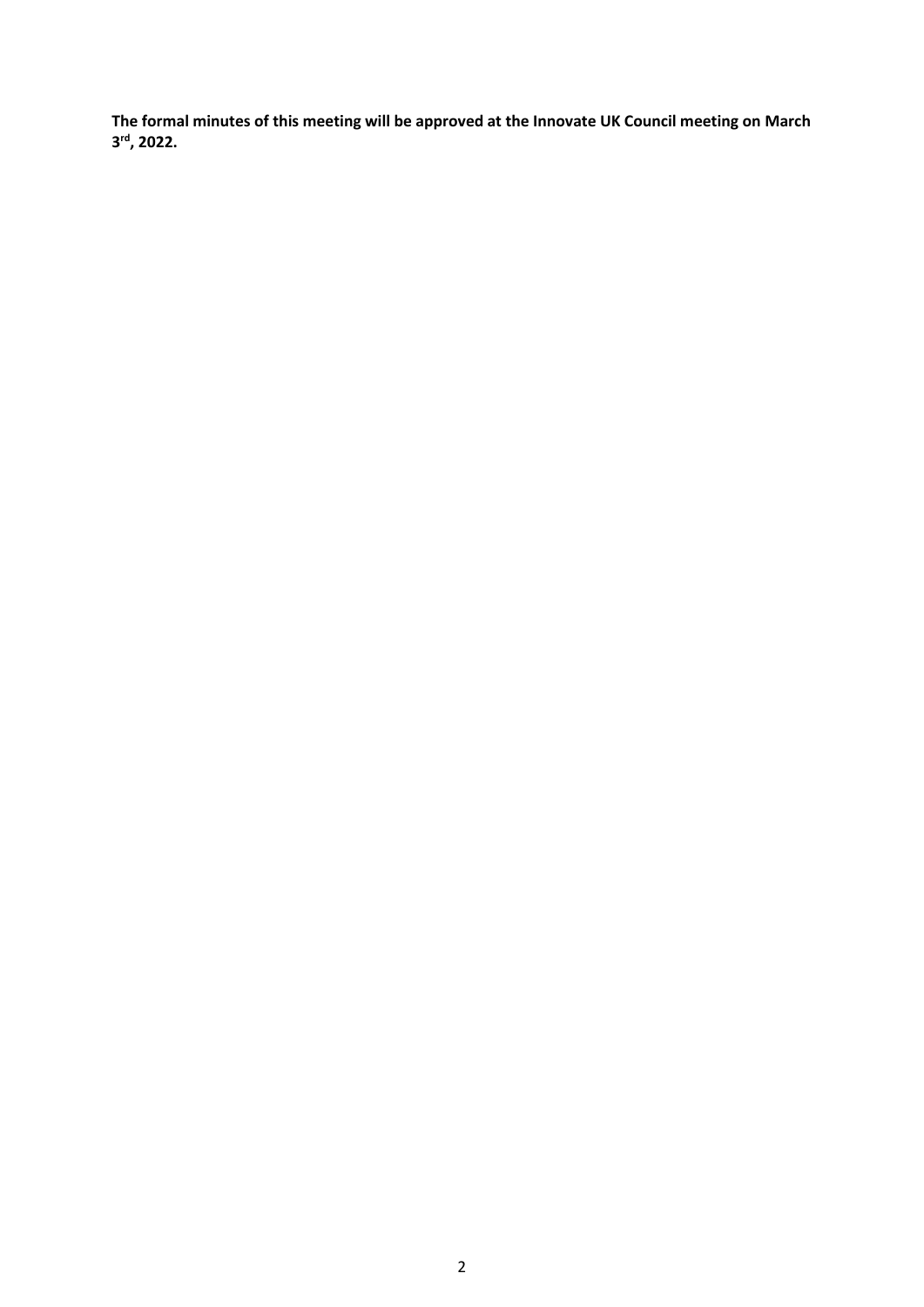**The formal minutes of this meeting will be approved at the Innovate UK Council meeting on March 3rd, 2022.**